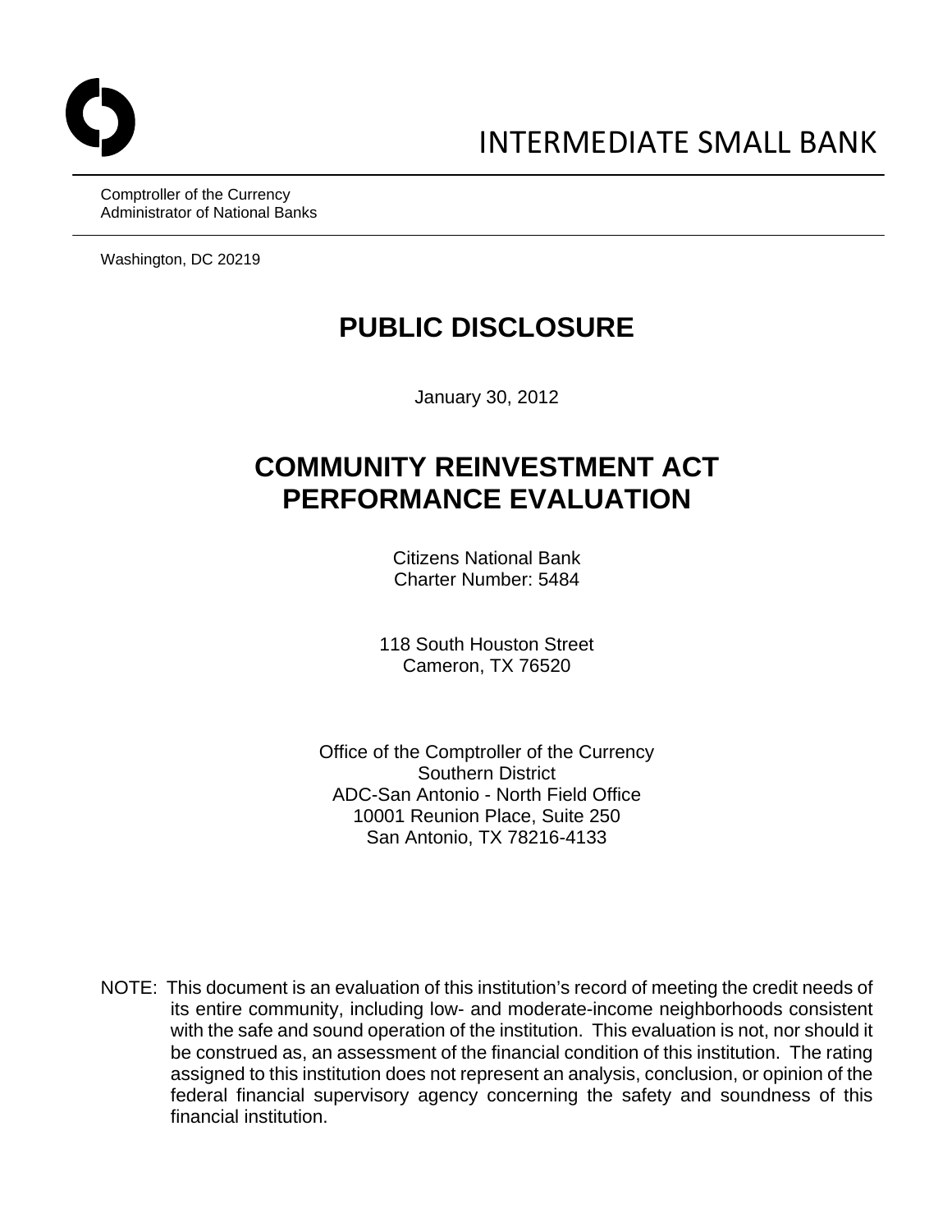INTERMEDIATE SMALL BANK

Comptroller of the Currency
Administrator of National Banks

Washington, DC 20219

# PUBLIC DISCLOSURE

January 30, 2012

# COMMUNITY REINVESTMENT ACT PERFORMANCE EVALUATION

Citizens National Bank
Charter Number: 5484

118 South Houston Street
Cameron, TX 76520

Office of the Comptroller of the Currency
Southern District
ADC-San Antonio - North Field Office
10001 Reunion Place, Suite 250
San Antonio, TX 78216-4133

NOTE: This document is an evaluation of this institution's record of meeting the credit needs of its entire community, including low- and moderate-income neighborhoods consistent with the safe and sound operation of the institution. This evaluation is not, nor should it be construed as, an assessment of the financial condition of this institution. The rating assigned to this institution does not represent an analysis, conclusion, or opinion of the federal financial supervisory agency concerning the safety and soundness of this financial institution.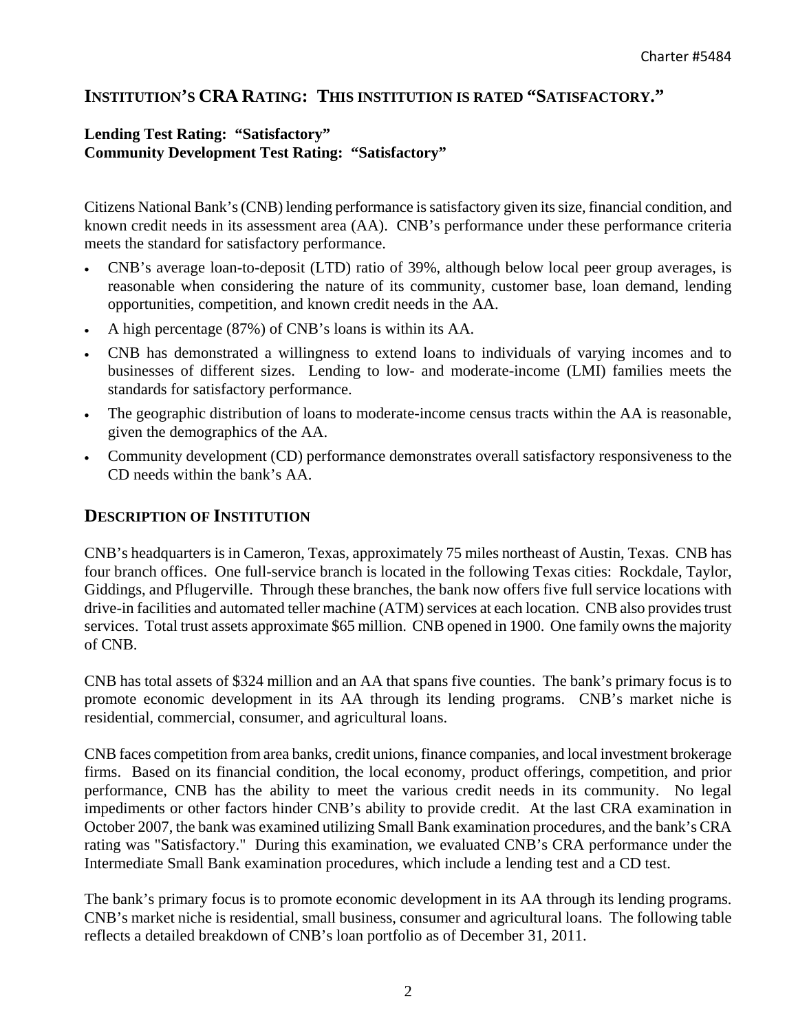## INSTITUTION'S CRA RATING: THIS INSTITUTION IS RATED "SATISFACTORY."

**Lending Test Rating: "Satisfactory"**
**Community Development Test Rating: "Satisfactory"**

Citizens National Bank's (CNB) lending performance is satisfactory given its size, financial condition, and known credit needs in its assessment area (AA). CNB's performance under these performance criteria meets the standard for satisfactory performance.

- CNB's average loan-to-deposit (LTD) ratio of 39%, although below local peer group averages, is reasonable when considering the nature of its community, customer base, loan demand, lending opportunities, competition, and known credit needs in the AA.
- A high percentage (87%) of CNB's loans is within its AA.
- CNB has demonstrated a willingness to extend loans to individuals of varying incomes and to businesses of different sizes. Lending to low- and moderate-income (LMI) families meets the standards for satisfactory performance.
- The geographic distribution of loans to moderate-income census tracts within the AA is reasonable, given the demographics of the AA.
- Community development (CD) performance demonstrates overall satisfactory responsiveness to the CD needs within the bank's AA.

## DESCRIPTION OF INSTITUTION

CNB's headquarters is in Cameron, Texas, approximately 75 miles northeast of Austin, Texas. CNB has four branch offices. One full-service branch is located in the following Texas cities: Rockdale, Taylor, Giddings, and Pflugerville. Through these branches, the bank now offers five full service locations with drive-in facilities and automated teller machine (ATM) services at each location. CNB also provides trust services. Total trust assets approximate $65 million. CNB opened in 1900. One family owns the majority of CNB.

CNB has total assets of $324 million and an AA that spans five counties. The bank's primary focus is to promote economic development in its AA through its lending programs. CNB's market niche is residential, commercial, consumer, and agricultural loans.

CNB faces competition from area banks, credit unions, finance companies, and local investment brokerage firms. Based on its financial condition, the local economy, product offerings, competition, and prior performance, CNB has the ability to meet the various credit needs in its community. No legal impediments or other factors hinder CNB's ability to provide credit. At the last CRA examination in October 2007, the bank was examined utilizing Small Bank examination procedures, and the bank's CRA rating was "Satisfactory." During this examination, we evaluated CNB's CRA performance under the Intermediate Small Bank examination procedures, which include a lending test and a CD test.

The bank's primary focus is to promote economic development in its AA through its lending programs. CNB's market niche is residential, small business, consumer and agricultural loans. The following table reflects a detailed breakdown of CNB's loan portfolio as of December 31, 2011.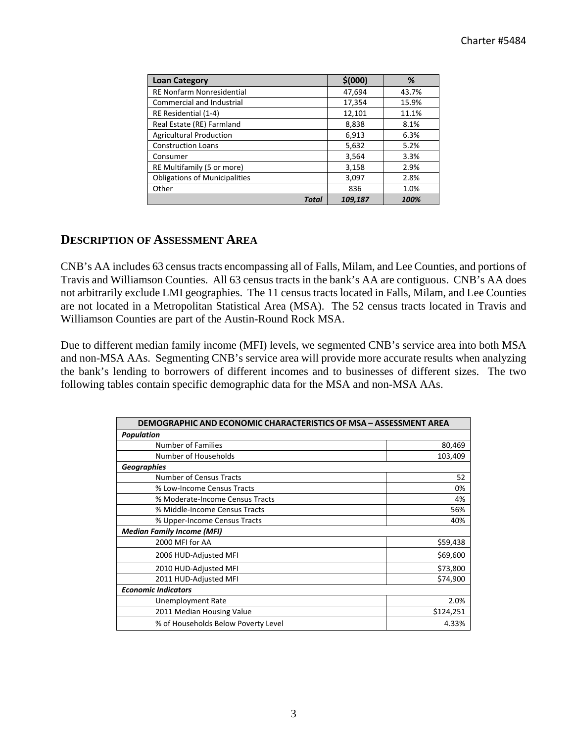| Loan Category | $(000) | % |
|---|---|---|
| RE Nonfarm Nonresidential | 47,694 | 43.7% |
| Commercial and Industrial | 17,354 | 15.9% |
| RE Residential (1-4) | 12,101 | 11.1% |
| Real Estate (RE) Farmland | 8,838 | 8.1% |
| Agricultural Production | 6,913 | 6.3% |
| Construction Loans | 5,632 | 5.2% |
| Consumer | 3,564 | 3.3% |
| RE Multifamily (5 or more) | 3,158 | 2.9% |
| Obligations of Municipalities | 3,097 | 2.8% |
| Other | 836 | 1.0% |
| ***Total*** | ***109,187*** | ***100%*** |

## DESCRIPTION OF ASSESSMENT AREA

CNB's AA includes 63 census tracts encompassing all of Falls, Milam, and Lee Counties, and portions of Travis and Williamson Counties. All 63 census tracts in the bank's AA are contiguous. CNB's AA does not arbitrarily exclude LMI geographies. The 11 census tracts located in Falls, Milam, and Lee Counties are not located in a Metropolitan Statistical Area (MSA). The 52 census tracts located in Travis and Williamson Counties are part of the Austin-Round Rock MSA.

Due to different median family income (MFI) levels, we segmented CNB's service area into both MSA and non-MSA AAs. Segmenting CNB's service area will provide more accurate results when analyzing the bank's lending to borrowers of different incomes and to businesses of different sizes. The two following tables contain specific demographic data for the MSA and non-MSA AAs.

| DEMOGRAPHIC AND ECONOMIC CHARACTERISTICS OF MSA – ASSESSMENT AREA | |
|---|---|
| ***Population*** | |
| Number of Families | 80,469 |
| Number of Households | 103,409 |
| ***Geographies*** | |
| Number of Census Tracts | 52 |
| % Low-Income Census Tracts | 0% |
| % Moderate-Income Census Tracts | 4% |
| % Middle-Income Census Tracts | 56% |
| % Upper-Income Census Tracts | 40% |
| ***Median Family Income (MFI)*** | |
| 2000 MFI for AA | $59,438 |
| 2006 HUD-Adjusted MFI | $69,600 |
| 2010 HUD-Adjusted MFI | $73,800 |
| 2011 HUD-Adjusted MFI | $74,900 |
| ***Economic Indicators*** | |
| Unemployment Rate | 2.0% |
| 2011 Median Housing Value | $124,251 |
| % of Households Below Poverty Level | 4.33% |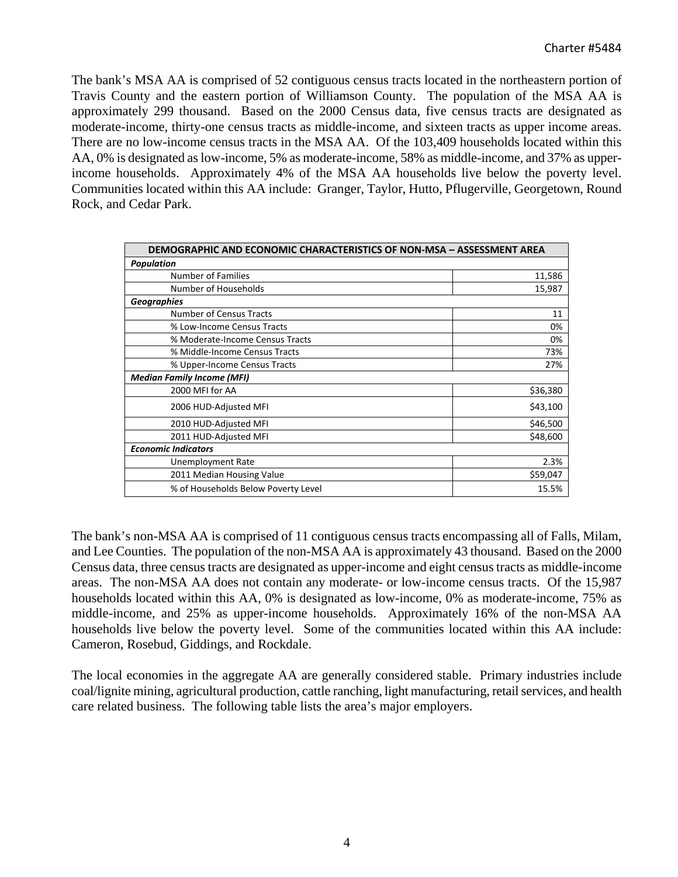The bank's MSA AA is comprised of 52 contiguous census tracts located in the northeastern portion of Travis County and the eastern portion of Williamson County. The population of the MSA AA is approximately 299 thousand. Based on the 2000 Census data, five census tracts are designated as moderate-income, thirty-one census tracts as middle-income, and sixteen tracts as upper income areas. There are no low-income census tracts in the MSA AA. Of the 103,409 households located within this AA, 0% is designated as low-income, 5% as moderate-income, 58% as middle-income, and 37% as upper-income households. Approximately 4% of the MSA AA households live below the poverty level. Communities located within this AA include: Granger, Taylor, Hutto, Pflugerville, Georgetown, Round Rock, and Cedar Park.

| DEMOGRAPHIC AND ECONOMIC CHARACTERISTICS OF NON-MSA – ASSESSMENT AREA | |
|---|---|
| ***Population*** | |
| Number of Families | 11,586 |
| Number of Households | 15,987 |
| ***Geographies*** | |
| Number of Census Tracts | 11 |
| % Low-Income Census Tracts | 0% |
| % Moderate-Income Census Tracts | 0% |
| % Middle-Income Census Tracts | 73% |
| % Upper-Income Census Tracts | 27% |
| ***Median Family Income (MFI)*** | |
| 2000 MFI for AA | $36,380 |
| 2006 HUD-Adjusted MFI | $43,100 |
| 2010 HUD-Adjusted MFI | $46,500 |
| 2011 HUD-Adjusted MFI | $48,600 |
| ***Economic Indicators*** | |
| Unemployment Rate | 2.3% |
| 2011 Median Housing Value | $59,047 |
| % of Households Below Poverty Level | 15.5% |

The bank's non-MSA AA is comprised of 11 contiguous census tracts encompassing all of Falls, Milam, and Lee Counties. The population of the non-MSA AA is approximately 43 thousand. Based on the 2000 Census data, three census tracts are designated as upper-income and eight census tracts as middle-income areas. The non-MSA AA does not contain any moderate- or low-income census tracts. Of the 15,987 households located within this AA, 0% is designated as low-income, 0% as moderate-income, 75% as middle-income, and 25% as upper-income households. Approximately 16% of the non-MSA AA households live below the poverty level. Some of the communities located within this AA include: Cameron, Rosebud, Giddings, and Rockdale.

The local economies in the aggregate AA are generally considered stable. Primary industries include coal/lignite mining, agricultural production, cattle ranching, light manufacturing, retail services, and health care related business. The following table lists the area's major employers.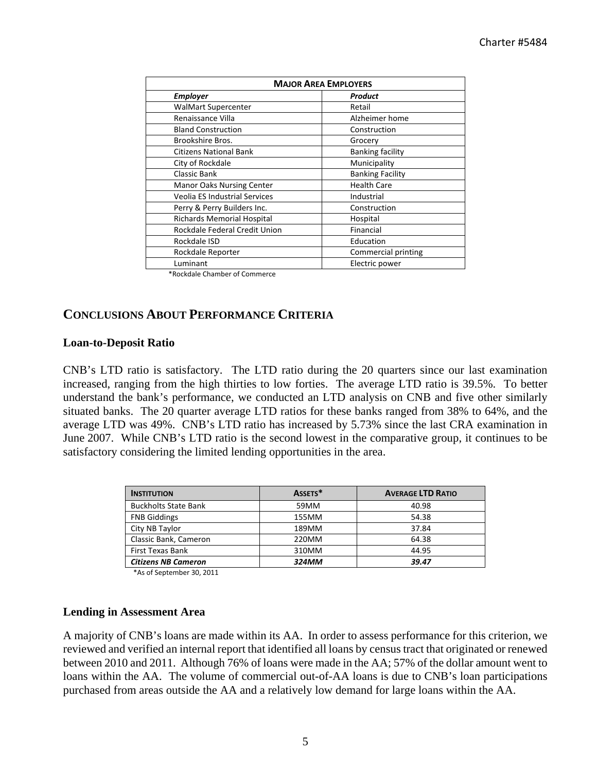| MAJOR AREA EMPLOYERS | |
|---|---|
| ***Employer*** | ***Product*** |
| WalMart Supercenter | Retail |
| Renaissance Villa | Alzheimer home |
| Bland Construction | Construction |
| Brookshire Bros. | Grocery |
| Citizens National Bank | Banking facility |
| City of Rockdale | Municipality |
| Classic Bank | Banking Facility |
| Manor Oaks Nursing Center | Health Care |
| Veolia ES Industrial Services | Industrial |
| Perry & Perry Builders Inc. | Construction |
| Richards Memorial Hospital | Hospital |
| Rockdale Federal Credit Union | Financial |
| Rockdale ISD | Education |
| Rockdale Reporter | Commercial printing |
| Luminant | Electric power |

*Rockdale Chamber of Commerce

## CONCLUSIONS ABOUT PERFORMANCE CRITERIA

### Loan-to-Deposit Ratio

CNB's LTD ratio is satisfactory. The LTD ratio during the 20 quarters since our last examination increased, ranging from the high thirties to low forties. The average LTD ratio is 39.5%. To better understand the bank's performance, we conducted an LTD analysis on CNB and five other similarly situated banks. The 20 quarter average LTD ratios for these banks ranged from 38% to 64%, and the average LTD was 49%. CNB's LTD ratio has increased by 5.73% since the last CRA examination in June 2007. While CNB's LTD ratio is the second lowest in the comparative group, it continues to be satisfactory considering the limited lending opportunities in the area.

| INSTITUTION | ASSETS* | AVERAGE LTD RATIO |
|---|---|---|
| Buckholts State Bank | 59MM | 40.98 |
| FNB Giddings | 155MM | 54.38 |
| City NB Taylor | 189MM | 37.84 |
| Classic Bank, Cameron | 220MM | 64.38 |
| First Texas Bank | 310MM | 44.95 |
| ***Citizens NB Cameron*** | ***324MM*** | ***39.47*** |

*As of September 30, 2011

### Lending in Assessment Area

A majority of CNB's loans are made within its AA. In order to assess performance for this criterion, we reviewed and verified an internal report that identified all loans by census tract that originated or renewed between 2010 and 2011. Although 76% of loans were made in the AA; 57% of the dollar amount went to loans within the AA. The volume of commercial out-of-AA loans is due to CNB's loan participations purchased from areas outside the AA and a relatively low demand for large loans within the AA.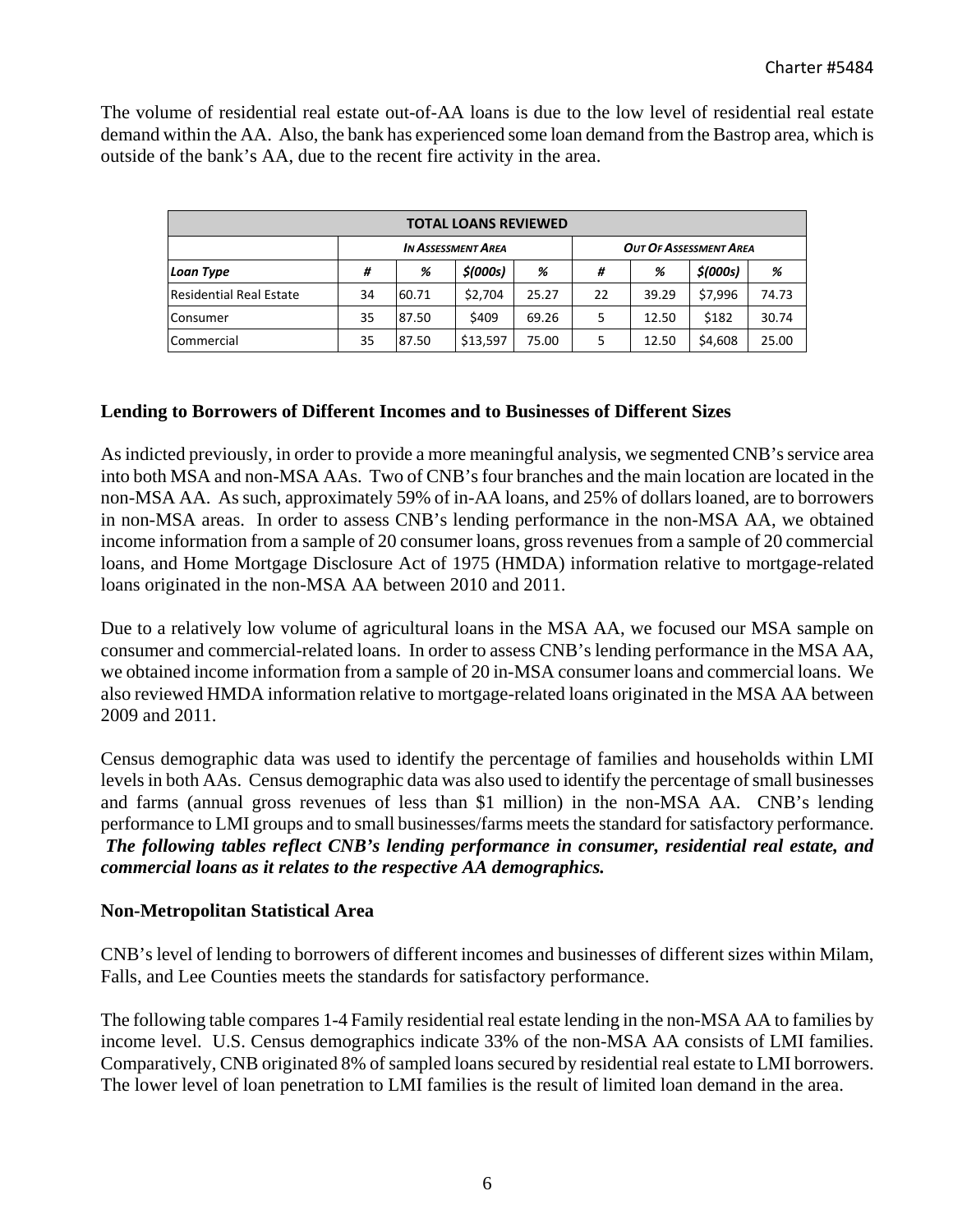The volume of residential real estate out-of-AA loans is due to the low level of residential real estate demand within the AA. Also, the bank has experienced some loan demand from the Bastrop area, which is outside of the bank's AA, due to the recent fire activity in the area.

| TOTAL LOANS REVIEWED | | | | | | | | |
|---|---|---|---|---|---|---|---|---|
| | *In Assessment Area* | | | | *Out Of Assessment Area* | | | |
| ***Loan Type*** | ***#*** | ***%*** | ***$(000s)*** | ***%*** | ***#*** | ***%*** | ***$(000s)*** | ***%*** |
| Residential Real Estate | 34 | 60.71 | $2,704 | 25.27 | 22 | 39.29 | $7,996 | 74.73 |
| Consumer | 35 | 87.50 | $409 | 69.26 | 5 | 12.50 | $182 | 30.74 |
| Commercial | 35 | 87.50 | $13,597 | 75.00 | 5 | 12.50 | $4,608 | 25.00 |

## Lending to Borrowers of Different Incomes and to Businesses of Different Sizes

As indicted previously, in order to provide a more meaningful analysis, we segmented CNB's service area into both MSA and non-MSA AAs. Two of CNB's four branches and the main location are located in the non-MSA AA. As such, approximately 59% of in-AA loans, and 25% of dollars loaned, are to borrowers in non-MSA areas. In order to assess CNB's lending performance in the non-MSA AA, we obtained income information from a sample of 20 consumer loans, gross revenues from a sample of 20 commercial loans, and Home Mortgage Disclosure Act of 1975 (HMDA) information relative to mortgage-related loans originated in the non-MSA AA between 2010 and 2011.

Due to a relatively low volume of agricultural loans in the MSA AA, we focused our MSA sample on consumer and commercial-related loans. In order to assess CNB's lending performance in the MSA AA, we obtained income information from a sample of 20 in-MSA consumer loans and commercial loans. We also reviewed HMDA information relative to mortgage-related loans originated in the MSA AA between 2009 and 2011.

Census demographic data was used to identify the percentage of families and households within LMI levels in both AAs. Census demographic data was also used to identify the percentage of small businesses and farms (annual gross revenues of less than $1 million) in the non-MSA AA. CNB's lending performance to LMI groups and to small businesses/farms meets the standard for satisfactory performance. ***The following tables reflect CNB's lending performance in consumer, residential real estate, and commercial loans as it relates to the respective AA demographics.***

### Non-Metropolitan Statistical Area

CNB's level of lending to borrowers of different incomes and businesses of different sizes within Milam, Falls, and Lee Counties meets the standards for satisfactory performance.

The following table compares 1-4 Family residential real estate lending in the non-MSA AA to families by income level. U.S. Census demographics indicate 33% of the non-MSA AA consists of LMI families. Comparatively, CNB originated 8% of sampled loans secured by residential real estate to LMI borrowers. The lower level of loan penetration to LMI families is the result of limited loan demand in the area.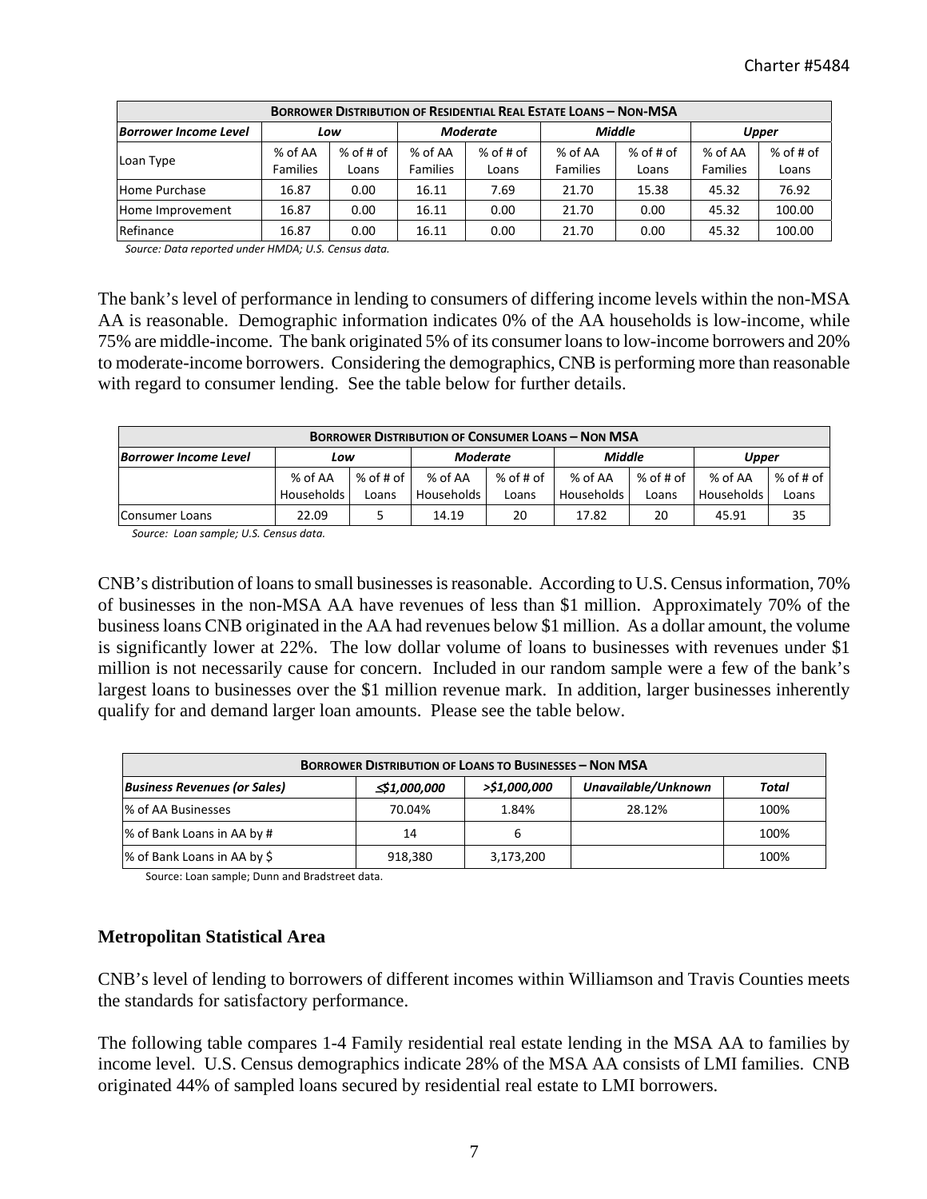| BORROWER DISTRIBUTION OF RESIDENTIAL REAL ESTATE LOANS – NON-MSA | | | | | | | | |
|---|---|---|---|---|---|---|---|---|
| *Borrower Income Level* | *Low* | | *Moderate* | | *Middle* | | *Upper* | |
| Loan Type | % of AA Families | % of # of Loans | % of AA Families | % of # of Loans | % of AA Families | % of # of Loans | % of AA Families | % of # of Loans |
| Home Purchase | 16.87 | 0.00 | 16.11 | 7.69 | 21.70 | 15.38 | 45.32 | 76.92 |
| Home Improvement | 16.87 | 0.00 | 16.11 | 0.00 | 21.70 | 0.00 | 45.32 | 100.00 |
| Refinance | 16.87 | 0.00 | 16.11 | 0.00 | 21.70 | 0.00 | 45.32 | 100.00 |

*Source: Data reported under HMDA; U.S. Census data.*

The bank's level of performance in lending to consumers of differing income levels within the non-MSA AA is reasonable. Demographic information indicates 0% of the AA households is low-income, while 75% are middle-income. The bank originated 5% of its consumer loans to low-income borrowers and 20% to moderate-income borrowers. Considering the demographics, CNB is performing more than reasonable with regard to consumer lending. See the table below for further details.

| BORROWER DISTRIBUTION OF CONSUMER LOANS – NON MSA | | | | | | | | |
|---|---|---|---|---|---|---|---|---|
| *Borrower Income Level* | *Low* | | *Moderate* | | *Middle* | | *Upper* | |
| | % of AA Households | % of # of Loans | % of AA Households | % of # of Loans | % of AA Households | % of # of Loans | % of AA Households | % of # of Loans |
| Consumer Loans | 22.09 | 5 | 14.19 | 20 | 17.82 | 20 | 45.91 | 35 |

*Source: Loan sample; U.S. Census data.*

CNB's distribution of loans to small businesses is reasonable. According to U.S. Census information, 70% of businesses in the non-MSA AA have revenues of less than $1 million. Approximately 70% of the business loans CNB originated in the AA had revenues below $1 million. As a dollar amount, the volume is significantly lower at 22%. The low dollar volume of loans to businesses with revenues under $1 million is not necessarily cause for concern. Included in our random sample were a few of the bank's largest loans to businesses over the $1 million revenue mark. In addition, larger businesses inherently qualify for and demand larger loan amounts. Please see the table below.

| BORROWER DISTRIBUTION OF LOANS TO BUSINESSES – NON MSA | | | | |
|---|---|---|---|---|
| *Business Revenues (or Sales)* | *≤$1,000,000* | *>$1,000,000* | *Unavailable/Unknown* | *Total* |
| % of AA Businesses | 70.04% | 1.84% | 28.12% | 100% |
| % of Bank Loans in AA by # | 14 | 6 | | 100% |
| % of Bank Loans in AA by $ | 918,380 | 3,173,200 | | 100% |

Source: Loan sample; Dunn and Bradstreet data.

**Metropolitan Statistical Area**

CNB's level of lending to borrowers of different incomes within Williamson and Travis Counties meets the standards for satisfactory performance.

The following table compares 1-4 Family residential real estate lending in the MSA AA to families by income level. U.S. Census demographics indicate 28% of the MSA AA consists of LMI families. CNB originated 44% of sampled loans secured by residential real estate to LMI borrowers.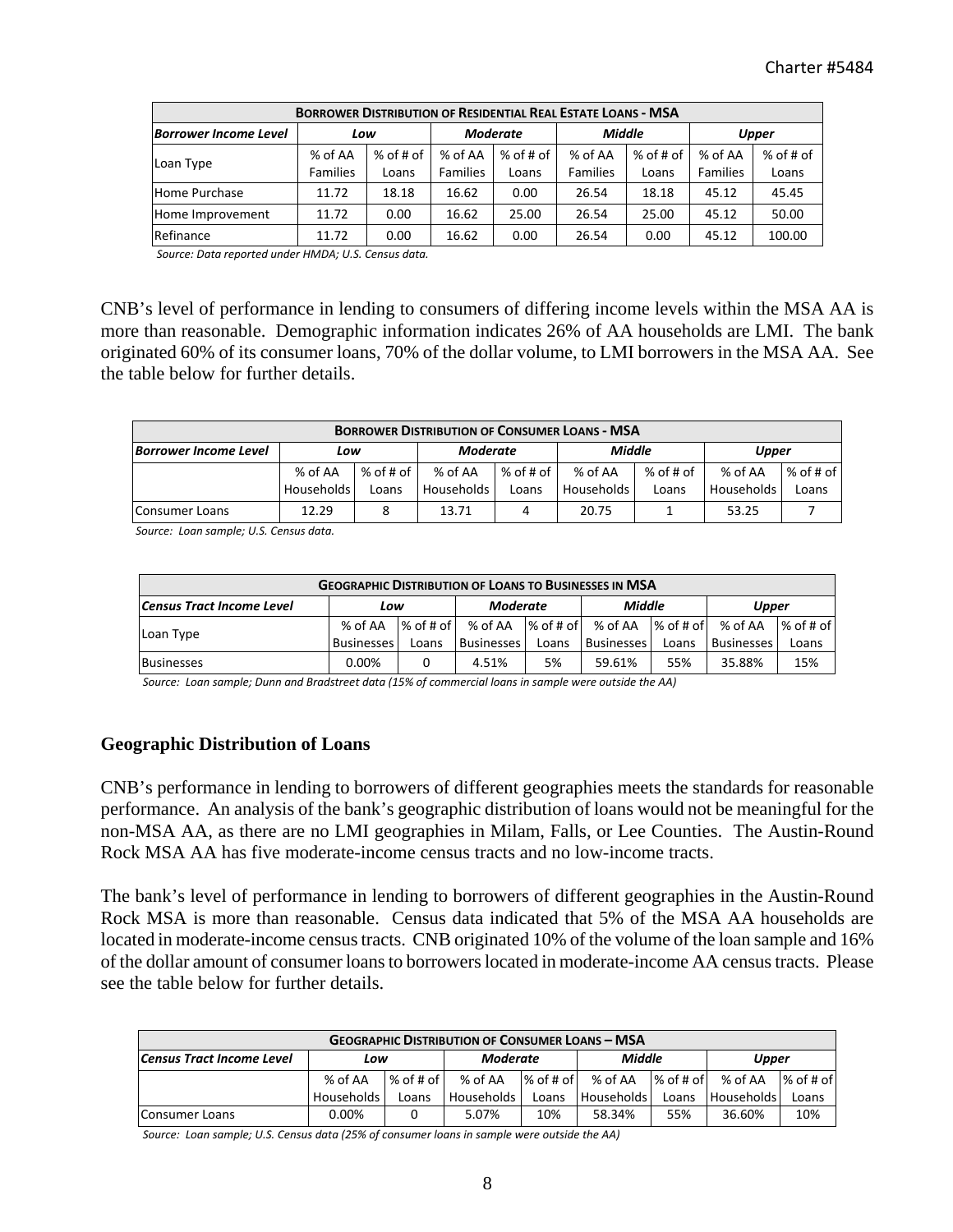| **BORROWER DISTRIBUTION OF RESIDENTIAL REAL ESTATE LOANS - MSA** | | | | | | | | |
|---|---|---|---|---|---|---|---|---|
| ***Borrower Income Level*** | ***Low*** | | ***Moderate*** | | ***Middle*** | | ***Upper*** | |
| Loan Type | % of AA Families | % of # of Loans | % of AA Families | % of # of Loans | % of AA Families | % of # of Loans | % of AA Families | % of # of Loans |
| Home Purchase | 11.72 | 18.18 | 16.62 | 0.00 | 26.54 | 18.18 | 45.12 | 45.45 |
| Home Improvement | 11.72 | 0.00 | 16.62 | 25.00 | 26.54 | 25.00 | 45.12 | 50.00 |
| Refinance | 11.72 | 0.00 | 16.62 | 0.00 | 26.54 | 0.00 | 45.12 | 100.00 |

*Source: Data reported under HMDA; U.S. Census data.*

CNB's level of performance in lending to consumers of differing income levels within the MSA AA is more than reasonable. Demographic information indicates 26% of AA households are LMI. The bank originated 60% of its consumer loans, 70% of the dollar volume, to LMI borrowers in the MSA AA. See the table below for further details.

| **BORROWER DISTRIBUTION OF CONSUMER LOANS - MSA** | | | | | | | | |
|---|---|---|---|---|---|---|---|---|
| ***Borrower Income Level*** | ***Low*** | | ***Moderate*** | | ***Middle*** | | ***Upper*** | |
| | % of AA Households | % of # of Loans | % of AA Households | % of # of Loans | % of AA Households | % of # of Loans | % of AA Households | % of # of Loans |
| Consumer Loans | 12.29 | 8 | 13.71 | 4 | 20.75 | 1 | 53.25 | 7 |

*Source: Loan sample; U.S. Census data.*

| **GEOGRAPHIC DISTRIBUTION OF LOANS TO BUSINESSES IN MSA** | | | | | | | | |
|---|---|---|---|---|---|---|---|---|
| ***Census Tract Income Level*** | ***Low*** | | ***Moderate*** | | ***Middle*** | | ***Upper*** | |
| Loan Type | % of AA Businesses | % of # of Loans | % of AA Businesses | % of # of Loans | % of AA Businesses | % of # of Loans | % of AA Businesses | % of # of Loans |
| Businesses | 0.00% | 0 | 4.51% | 5% | 59.61% | 55% | 35.88% | 15% |

*Source: Loan sample; Dunn and Bradstreet data (15% of commercial loans in sample were outside the AA)*

### Geographic Distribution of Loans

CNB's performance in lending to borrowers of different geographies meets the standards for reasonable performance. An analysis of the bank's geographic distribution of loans would not be meaningful for the non-MSA AA, as there are no LMI geographies in Milam, Falls, or Lee Counties. The Austin-Round Rock MSA AA has five moderate-income census tracts and no low-income tracts.

The bank's level of performance in lending to borrowers of different geographies in the Austin-Round Rock MSA is more than reasonable. Census data indicated that 5% of the MSA AA households are located in moderate-income census tracts. CNB originated 10% of the volume of the loan sample and 16% of the dollar amount of consumer loans to borrowers located in moderate-income AA census tracts. Please see the table below for further details.

| **GEOGRAPHIC DISTRIBUTION OF CONSUMER LOANS – MSA** | | | | | | | | |
|---|---|---|---|---|---|---|---|---|
| ***Census Tract Income Level*** | ***Low*** | | ***Moderate*** | | ***Middle*** | | ***Upper*** | |
| | % of AA Households | % of # of Loans | % of AA Households | % of # of Loans | % of AA Households | % of # of Loans | % of AA Households | % of # of Loans |
| Consumer Loans | 0.00% | 0 | 5.07% | 10% | 58.34% | 55% | 36.60% | 10% |

*Source: Loan sample; U.S. Census data (25% of consumer loans in sample were outside the AA)*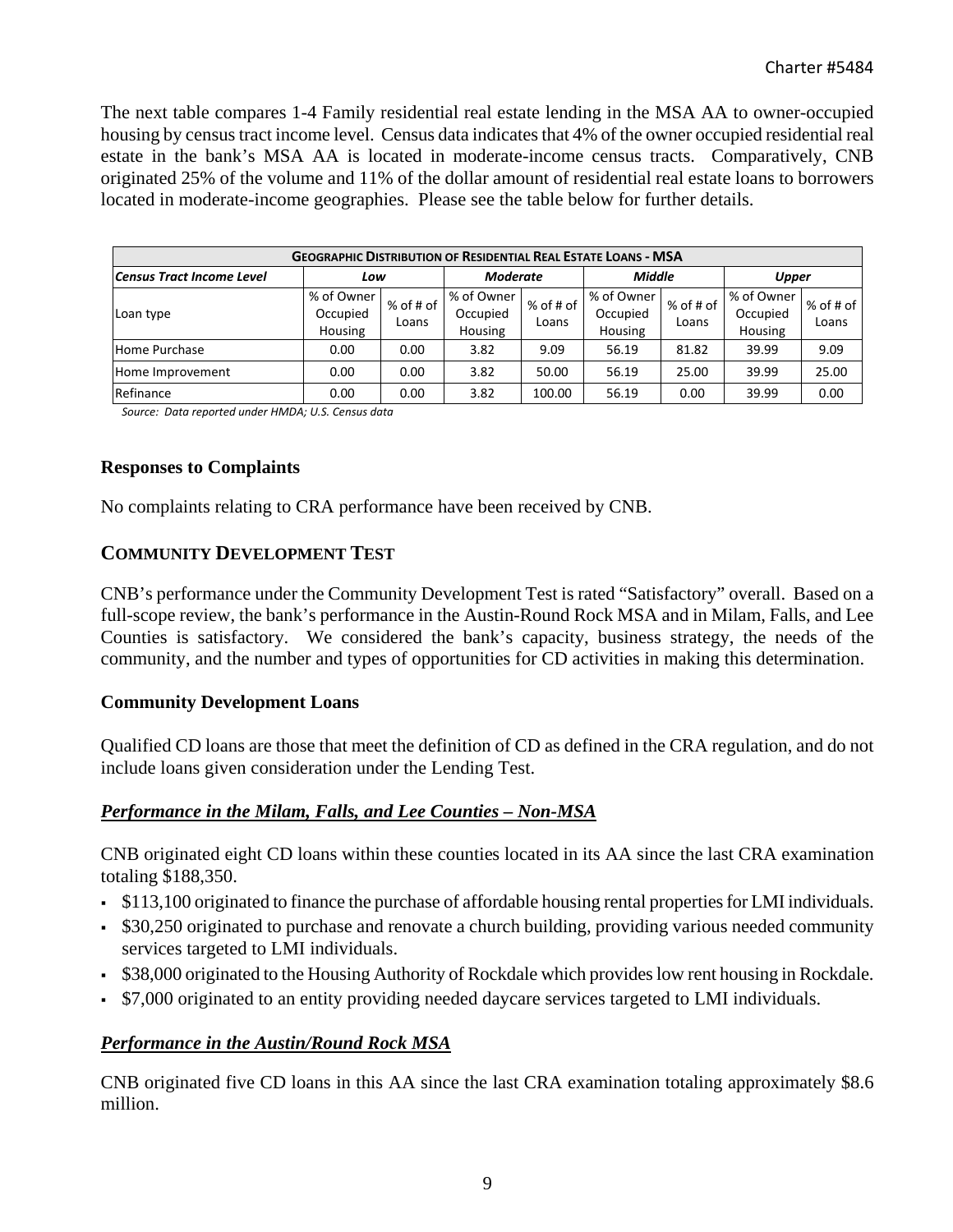The next table compares 1-4 Family residential real estate lending in the MSA AA to owner-occupied housing by census tract income level. Census data indicates that 4% of the owner occupied residential real estate in the bank's MSA AA is located in moderate-income census tracts. Comparatively, CNB originated 25% of the volume and 11% of the dollar amount of residential real estate loans to borrowers located in moderate-income geographies. Please see the table below for further details.

| **Geographic Distribution of Residential Real Estate Loans - MSA** | | | | | | | | |
|---|---|---|---|---|---|---|---|---|
| ***Census Tract Income Level*** | ***Low*** | | ***Moderate*** | | ***Middle*** | | ***Upper*** | |
| Loan type | % of Owner Occupied Housing | % of # of Loans | % of Owner Occupied Housing | % of # of Loans | % of Owner Occupied Housing | % of # of Loans | % of Owner Occupied Housing | % of # of Loans |
| Home Purchase | 0.00 | 0.00 | 3.82 | 9.09 | 56.19 | 81.82 | 39.99 | 9.09 |
| Home Improvement | 0.00 | 0.00 | 3.82 | 50.00 | 56.19 | 25.00 | 39.99 | 25.00 |
| Refinance | 0.00 | 0.00 | 3.82 | 100.00 | 56.19 | 0.00 | 39.99 | 0.00 |

*Source: Data reported under HMDA; U.S. Census data*

### Responses to Complaints

No complaints relating to CRA performance have been received by CNB.

## COMMUNITY DEVELOPMENT TEST

CNB's performance under the Community Development Test is rated "Satisfactory" overall. Based on a full-scope review, the bank's performance in the Austin-Round Rock MSA and in Milam, Falls, and Lee Counties is satisfactory. We considered the bank's capacity, business strategy, the needs of the community, and the number and types of opportunities for CD activities in making this determination.

### Community Development Loans

Qualified CD loans are those that meet the definition of CD as defined in the CRA regulation, and do not include loans given consideration under the Lending Test.

***Performance in the Milam, Falls, and Lee Counties – Non-MSA***

CNB originated eight CD loans within these counties located in its AA since the last CRA examination totaling $188,350.

- $113,100 originated to finance the purchase of affordable housing rental properties for LMI individuals.
- $30,250 originated to purchase and renovate a church building, providing various needed community services targeted to LMI individuals.
- $38,000 originated to the Housing Authority of Rockdale which provides low rent housing in Rockdale.
- $7,000 originated to an entity providing needed daycare services targeted to LMI individuals.

***Performance in the Austin/Round Rock MSA***

CNB originated five CD loans in this AA since the last CRA examination totaling approximately $8.6 million.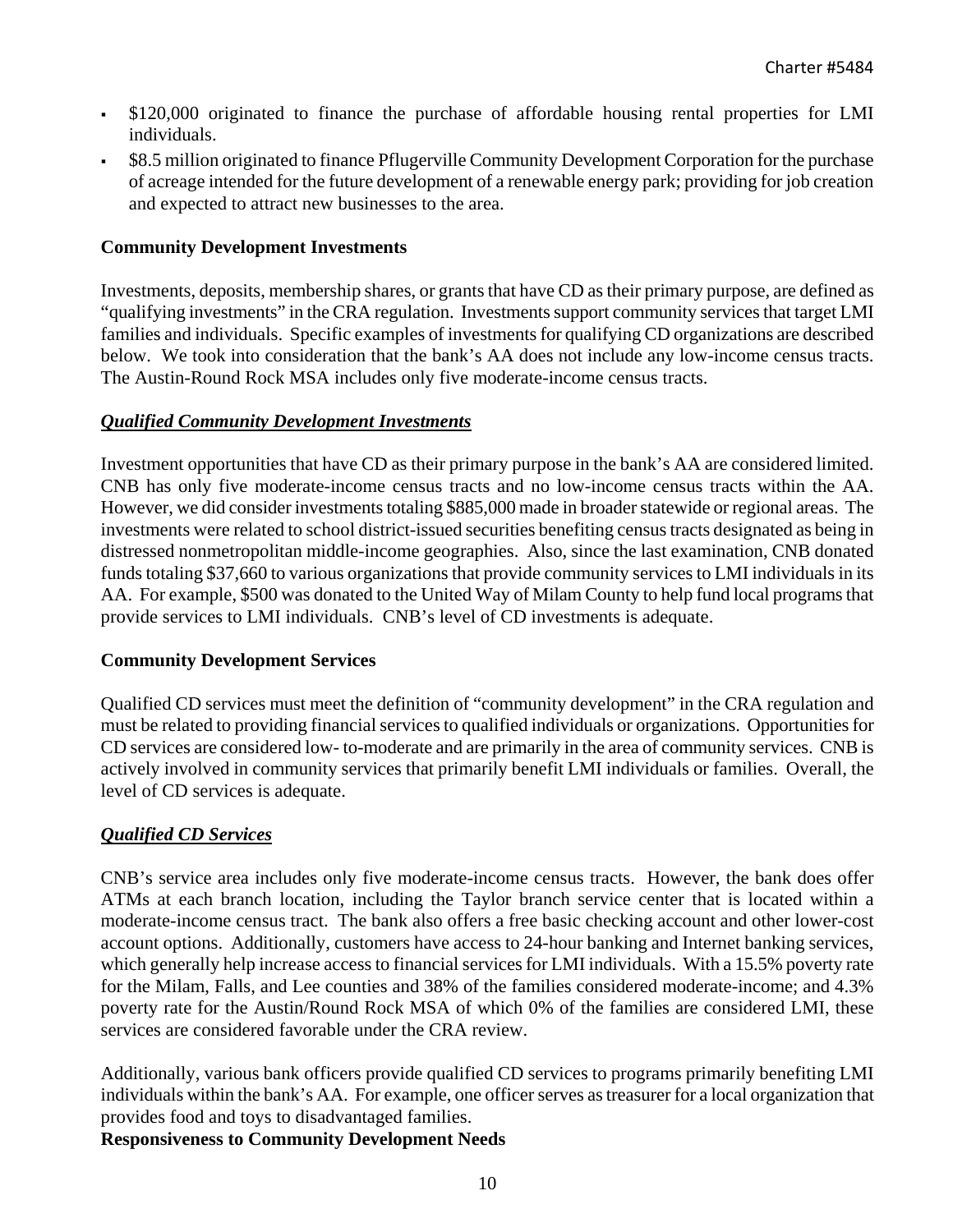- $120,000 originated to finance the purchase of affordable housing rental properties for LMI individuals.
- $8.5 million originated to finance Pflugerville Community Development Corporation for the purchase of acreage intended for the future development of a renewable energy park; providing for job creation and expected to attract new businesses to the area.

**Community Development Investments**

Investments, deposits, membership shares, or grants that have CD as their primary purpose, are defined as "qualifying investments" in the CRA regulation. Investments support community services that target LMI families and individuals. Specific examples of investments for qualifying CD organizations are described below. We took into consideration that the bank's AA does not include any low-income census tracts. The Austin-Round Rock MSA includes only five moderate-income census tracts.

***Qualified Community Development Investments***

Investment opportunities that have CD as their primary purpose in the bank's AA are considered limited. CNB has only five moderate-income census tracts and no low-income census tracts within the AA. However, we did consider investments totaling $885,000 made in broader statewide or regional areas. The investments were related to school district-issued securities benefiting census tracts designated as being in distressed nonmetropolitan middle-income geographies. Also, since the last examination, CNB donated funds totaling $37,660 to various organizations that provide community services to LMI individuals in its AA. For example, $500 was donated to the United Way of Milam County to help fund local programs that provide services to LMI individuals. CNB's level of CD investments is adequate.

**Community Development Services**

Qualified CD services must meet the definition of "community development" in the CRA regulation and must be related to providing financial services to qualified individuals or organizations. Opportunities for CD services are considered low- to-moderate and are primarily in the area of community services. CNB is actively involved in community services that primarily benefit LMI individuals or families. Overall, the level of CD services is adequate.

***Qualified CD Services***

CNB's service area includes only five moderate-income census tracts. However, the bank does offer ATMs at each branch location, including the Taylor branch service center that is located within a moderate-income census tract. The bank also offers a free basic checking account and other lower-cost account options. Additionally, customers have access to 24-hour banking and Internet banking services, which generally help increase access to financial services for LMI individuals. With a 15.5% poverty rate for the Milam, Falls, and Lee counties and 38% of the families considered moderate-income; and 4.3% poverty rate for the Austin/Round Rock MSA of which 0% of the families are considered LMI, these services are considered favorable under the CRA review.

Additionally, various bank officers provide qualified CD services to programs primarily benefiting LMI individuals within the bank's AA. For example, one officer serves as treasurer for a local organization that provides food and toys to disadvantaged families.

**Responsiveness to Community Development Needs**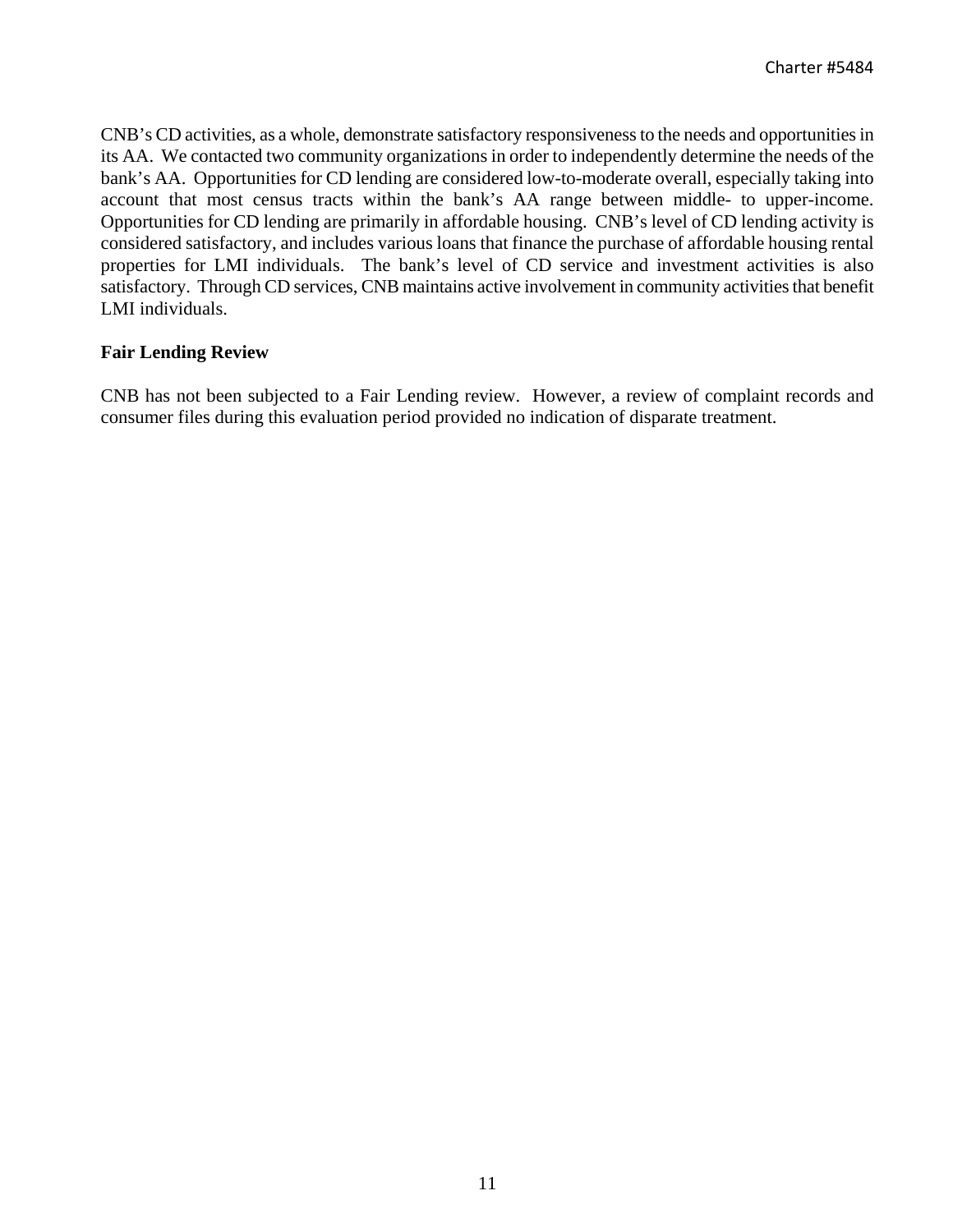CNB's CD activities, as a whole, demonstrate satisfactory responsiveness to the needs and opportunities in its AA. We contacted two community organizations in order to independently determine the needs of the bank's AA. Opportunities for CD lending are considered low-to-moderate overall, especially taking into account that most census tracts within the bank's AA range between middle- to upper-income. Opportunities for CD lending are primarily in affordable housing. CNB's level of CD lending activity is considered satisfactory, and includes various loans that finance the purchase of affordable housing rental properties for LMI individuals. The bank's level of CD service and investment activities is also satisfactory. Through CD services, CNB maintains active involvement in community activities that benefit LMI individuals.

**Fair Lending Review**

CNB has not been subjected to a Fair Lending review. However, a review of complaint records and consumer files during this evaluation period provided no indication of disparate treatment.